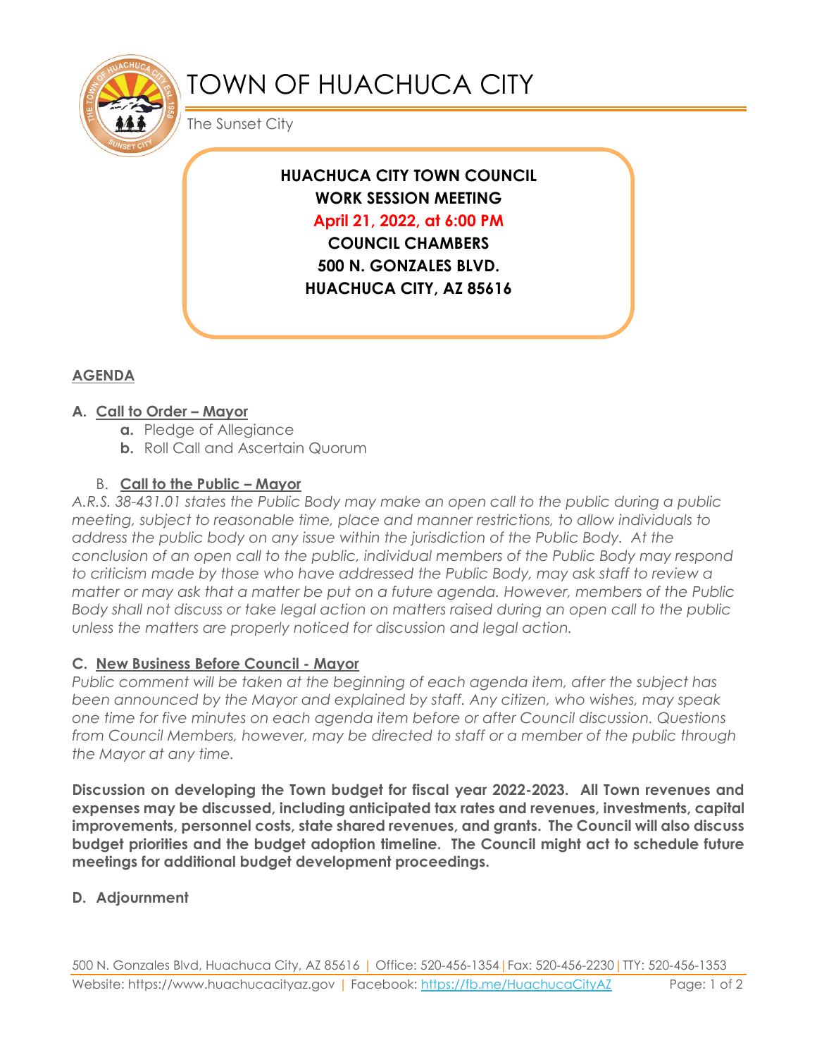# TOWN OF HUACHUCA CITY

The Sunset City

**HUACHUCA CITY TOWN COUNCIL**
**WORK SESSION MEETING**
**April 21, 2022, at 6:00 PM**
**COUNCIL CHAMBERS**
**500 N. GONZALES BLVD.**
**HUACHUCA CITY, AZ 85616**

## AGENDA

### A. Call to Order – Mayor

- **a.** Pledge of Allegiance
- **b.** Roll Call and Ascertain Quorum

### B. Call to the Public – Mayor

*A.R.S. 38-431.01 states the Public Body may make an open call to the public during a public meeting, subject to reasonable time, place and manner restrictions, to allow individuals to address the public body on any issue within the jurisdiction of the Public Body. At the conclusion of an open call to the public, individual members of the Public Body may respond to criticism made by those who have addressed the Public Body, may ask staff to review a matter or may ask that a matter be put on a future agenda. However, members of the Public Body shall not discuss or take legal action on matters raised during an open call to the public unless the matters are properly noticed for discussion and legal action.*

### C. New Business Before Council - Mayor

*Public comment will be taken at the beginning of each agenda item, after the subject has been announced by the Mayor and explained by staff. Any citizen, who wishes, may speak one time for five minutes on each agenda item before or after Council discussion. Questions from Council Members, however, may be directed to staff or a member of the public through the Mayor at any time.*

**Discussion on developing the Town budget for fiscal year 2022-2023. All Town revenues and expenses may be discussed, including anticipated tax rates and revenues, investments, capital improvements, personnel costs, state shared revenues, and grants. The Council will also discuss budget priorities and the budget adoption timeline. The Council might act to schedule future meetings for additional budget development proceedings.**

### D. Adjournment

500 N. Gonzales Blvd, Huachuca City, AZ 85616 | Office: 520-456-1354 | Fax: 520-456-2230 | TTY: 520-456-1353
Website: https://www.huachucacityaz.gov | Facebook: https://fb.me/HuachucaCityAZ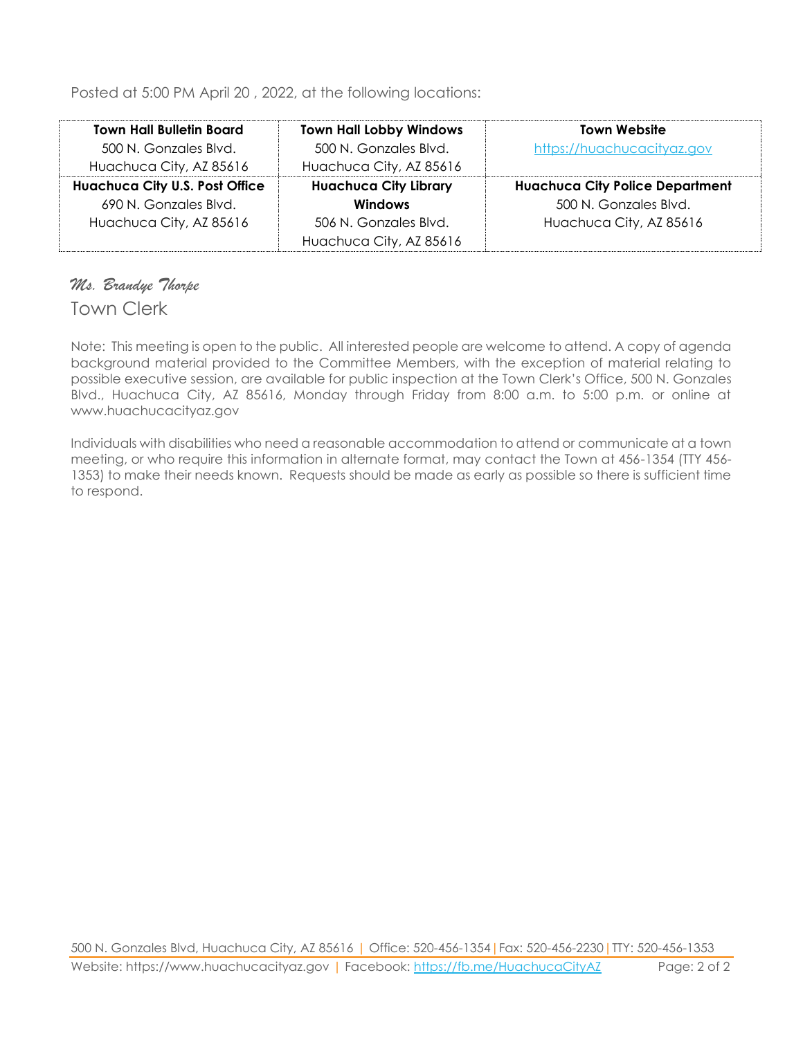Posted at 5:00 PM April 20 , 2022, at the following locations:

| | | |
|---|---|---|
| **Town Hall Bulletin Board**<br>500 N. Gonzales Blvd.<br>Huachuca City, AZ 85616 | **Town Hall Lobby Windows**<br>500 N. Gonzales Blvd.<br>Huachuca City, AZ 85616 | **Town Website**<br>https://huachucacityaz.gov |
| **Huachuca City U.S. Post Office**<br>690 N. Gonzales Blvd.<br>Huachuca City, AZ 85616 | **Huachuca City Library Windows**<br>506 N. Gonzales Blvd.<br>Huachuca City, AZ 85616 | **Huachuca City Police Department**<br>500 N. Gonzales Blvd.<br>Huachuca City, AZ 85616 |

*Ms. Brandye Thorpe*

Town Clerk

Note: This meeting is open to the public. All interested people are welcome to attend. A copy of agenda background material provided to the Committee Members, with the exception of material relating to possible executive session, are available for public inspection at the Town Clerk's Office, 500 N. Gonzales Blvd., Huachuca City, AZ 85616, Monday through Friday from 8:00 a.m. to 5:00 p.m. or online at www.huachucacityaz.gov

Individuals with disabilities who need a reasonable accommodation to attend or communicate at a town meeting, or who require this information in alternate format, may contact the Town at 456-1354 (TTY 456-1353) to make their needs known. Requests should be made as early as possible so there is sufficient time to respond.